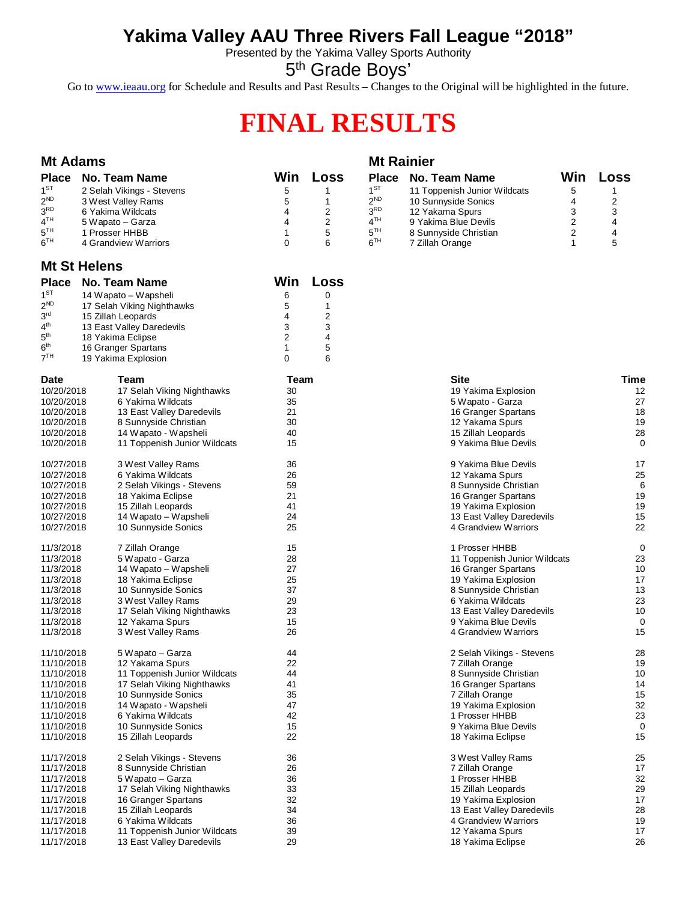# Yakima Valley AAU Three Rivers Fall League "2018"

Presented by the Yakima Valley Sports Authority

5th Grade Boys'

Go to www.ieaau.org for Schedule and Results and Past Results – Changes to the Original will be highlighted in the future.

# FINAL RESULTS

## Mt Adams

| Place | No. Team Name | Win | Loss |
|---|---|---|---|
| 1ST | 2 Selah Vikings - Stevens | 5 | 1 |
| 2ND | 3 West Valley Rams | 5 | 1 |
| 3RD | 6 Yakima Wildcats | 4 | 2 |
| 4TH | 5 Wapato – Garza | 4 | 2 |
| 5TH | 1 Prosser HHBB | 1 | 5 |
| 6TH | 4 Grandview Warriors | 0 | 6 |

## Mt Rainier

| Place | No. Team Name | Win | Loss |
|---|---|---|---|
| 1ST | 11 Toppenish Junior Wildcats | 5 | 1 |
| 2ND | 10 Sunnyside Sonics | 4 | 2 |
| 3RD | 12 Yakama Spurs | 3 | 3 |
| 4TH | 9 Yakima Blue Devils | 2 | 4 |
| 5TH | 8 Sunnyside Christian | 2 | 4 |
| 6TH | 7 Zillah Orange | 1 | 5 |

## Mt St Helens

| Place | No. Team Name | Win | Loss |
|---|---|---|---|
| 1ST | 14 Wapato – Wapsheli | 6 | 0 |
| 2ND | 17 Selah Viking Nighthawks | 5 | 1 |
| 3rd | 15 Zillah Leopards | 4 | 2 |
| 4th | 13 East Valley Daredevils | 3 | 3 |
| 5th | 18 Yakima Eclipse | 2 | 4 |
| 6th | 16 Granger Spartans | 1 | 5 |
| 7TH | 19 Yakima Explosion | 0 | 6 |

| Date | Team | Team | Site | Time |
|---|---|---|---|---|
| 10/20/2018 | 17 Selah Viking Nighthawks | 30 | 19 Yakima Explosion | 12 |
| 10/20/2018 | 6 Yakima Wildcats | 35 | 5 Wapato - Garza | 27 |
| 10/20/2018 | 13 East Valley Daredevils | 21 | 16 Granger Spartans | 18 |
| 10/20/2018 | 8 Sunnyside Christian | 30 | 12 Yakama Spurs | 19 |
| 10/20/2018 | 14 Wapato - Wapsheli | 40 | 15 Zillah Leopards | 28 |
| 10/20/2018 | 11 Toppenish Junior Wildcats | 15 | 9 Yakima Blue Devils | 0 |
| 10/27/2018 | 3 West Valley Rams | 36 | 9 Yakima Blue Devils | 17 |
| 10/27/2018 | 6 Yakima Wildcats | 26 | 12 Yakama Spurs | 25 |
| 10/27/2018 | 2 Selah Vikings - Stevens | 59 | 8 Sunnyside Christian | 6 |
| 10/27/2018 | 18 Yakima Eclipse | 21 | 16 Granger Spartans | 19 |
| 10/27/2018 | 15 Zillah Leopards | 41 | 19 Yakima Explosion | 19 |
| 10/27/2018 | 14 Wapato – Wapsheli | 24 | 13 East Valley Daredevils | 15 |
| 10/27/2018 | 10 Sunnyside Sonics | 25 | 4 Grandview Warriors | 22 |
| 11/3/2018 | 7 Zillah Orange | 15 | 1 Prosser HHBB | 0 |
| 11/3/2018 | 5 Wapato - Garza | 28 | 11 Toppenish Junior Wildcats | 23 |
| 11/3/2018 | 14 Wapato – Wapsheli | 27 | 16 Granger Spartans | 10 |
| 11/3/2018 | 18 Yakima Eclipse | 25 | 19 Yakima Explosion | 17 |
| 11/3/2018 | 10 Sunnyside Sonics | 37 | 8 Sunnyside Christian | 13 |
| 11/3/2018 | 3 West Valley Rams | 29 | 6 Yakima Wildcats | 23 |
| 11/3/2018 | 17 Selah Viking Nighthawks | 23 | 13 East Valley Daredevils | 10 |
| 11/3/2018 | 12 Yakama Spurs | 15 | 9 Yakima Blue Devils | 0 |
| 11/3/2018 | 3 West Valley Rams | 26 | 4 Grandview Warriors | 15 |
| 11/10/2018 | 5 Wapato – Garza | 44 | 2 Selah Vikings - Stevens | 28 |
| 11/10/2018 | 12 Yakama Spurs | 22 | 7 Zillah Orange | 19 |
| 11/10/2018 | 11 Toppenish Junior Wildcats | 44 | 8 Sunnyside Christian | 10 |
| 11/10/2018 | 17 Selah Viking Nighthawks | 41 | 16 Granger Spartans | 14 |
| 11/10/2018 | 10 Sunnyside Sonics | 35 | 7 Zillah Orange | 15 |
| 11/10/2018 | 14 Wapato - Wapsheli | 47 | 19 Yakima Explosion | 32 |
| 11/10/2018 | 6 Yakima Wildcats | 42 | 1 Prosser HHBB | 23 |
| 11/10/2018 | 10 Sunnyside Sonics | 15 | 9 Yakima Blue Devils | 0 |
| 11/10/2018 | 15 Zillah Leopards | 22 | 18 Yakima Eclipse | 15 |
| 11/17/2018 | 2 Selah Vikings - Stevens | 36 | 3 West Valley Rams | 25 |
| 11/17/2018 | 8 Sunnyside Christian | 26 | 7 Zillah Orange | 17 |
| 11/17/2018 | 5 Wapato – Garza | 36 | 1 Prosser HHBB | 32 |
| 11/17/2018 | 17 Selah Viking Nighthawks | 33 | 15 Zillah Leopards | 29 |
| 11/17/2018 | 16 Granger Spartans | 32 | 19 Yakima Explosion | 17 |
| 11/17/2018 | 15 Zillah Leopards | 34 | 13 East Valley Daredevils | 28 |
| 11/17/2018 | 6 Yakima Wildcats | 36 | 4 Grandview Warriors | 19 |
| 11/17/2018 | 11 Toppenish Junior Wildcats | 39 | 12 Yakama Spurs | 17 |
| 11/17/2018 | 13 East Valley Daredevils | 29 | 18 Yakima Eclipse | 26 |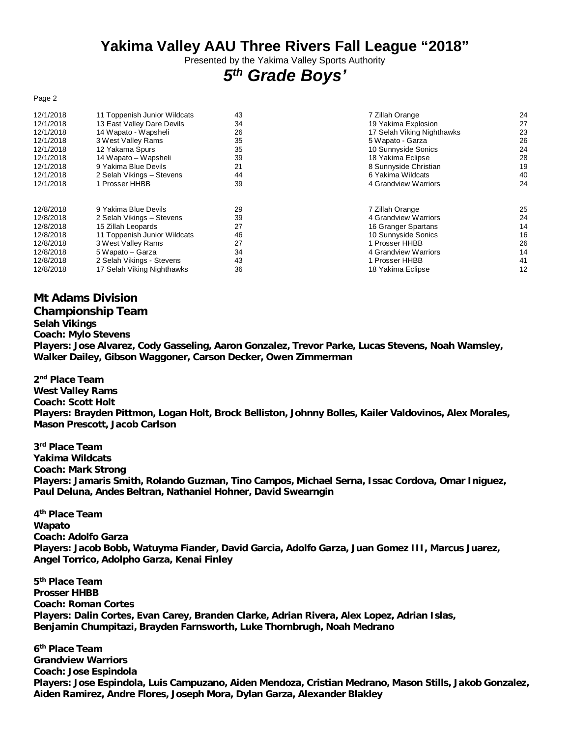# Yakima Valley AAU Three Rivers Fall League "2018"

Presented by the Yakima Valley Sports Authority

## *5th Grade Boys'*

| | | | | |
|---|---|---|---|---|
| 12/1/2018 | 11 Toppenish Junior Wildcats | 43 | 7 Zillah Orange | 24 |
| 12/1/2018 | 13 East Valley Dare Devils | 34 | 19 Yakima Explosion | 27 |
| 12/1/2018 | 14 Wapato - Wapsheli | 26 | 17 Selah Viking Nighthawks | 23 |
| 12/1/2018 | 3 West Valley Rams | 35 | 5 Wapato - Garza | 26 |
| 12/1/2018 | 12 Yakama Spurs | 35 | 10 Sunnyside Sonics | 24 |
| 12/1/2018 | 14 Wapato – Wapsheli | 39 | 18 Yakima Eclipse | 28 |
| 12/1/2018 | 9 Yakima Blue Devils | 21 | 8 Sunnyside Christian | 19 |
| 12/1/2018 | 2 Selah Vikings – Stevens | 44 | 6 Yakima Wildcats | 40 |
| 12/1/2018 | 1 Prosser HHBB | 39 | 4 Grandview Warriors | 24 |
| | | | | |
| 12/8/2018 | 9 Yakima Blue Devils | 29 | 7 Zillah Orange | 25 |
| 12/8/2018 | 2 Selah Vikings – Stevens | 39 | 4 Grandview Warriors | 24 |
| 12/8/2018 | 15 Zillah Leopards | 27 | 16 Granger Spartans | 14 |
| 12/8/2018 | 11 Toppenish Junior Wildcats | 46 | 10 Sunnyside Sonics | 16 |
| 12/8/2018 | 3 West Valley Rams | 27 | 1 Prosser HHBB | 26 |
| 12/8/2018 | 5 Wapato – Garza | 34 | 4 Grandview Warriors | 14 |
| 12/8/2018 | 2 Selah Vikings - Stevens | 43 | 1 Prosser HHBB | 41 |
| 12/8/2018 | 17 Selah Viking Nighthawks | 36 | 18 Yakima Eclipse | 12 |

### Mt Adams Division

### Championship Team

**Selah Vikings**
**Coach: Mylo Stevens**
**Players: Jose Alvarez, Cody Gasseling, Aaron Gonzalez, Trevor Parke, Lucas Stevens, Noah Wamsley, Walker Dailey, Gibson Waggoner, Carson Decker, Owen Zimmerman**

**2nd Place Team**
**West Valley Rams**
**Coach: Scott Holt**
**Players: Brayden Pittmon, Logan Holt, Brock Belliston, Johnny Bolles, Kailer Valdovinos, Alex Morales, Mason Prescott, Jacob Carlson**

**3rd Place Team**
**Yakima Wildcats**
**Coach: Mark Strong**
**Players: Jamaris Smith, Rolando Guzman, Tino Campos, Michael Serna, Issac Cordova, Omar Iniguez, Paul Deluna, Andes Beltran, Nathaniel Hohner, David Swearngin**

**4th Place Team**
**Wapato**
**Coach: Adolfo Garza**
**Players: Jacob Bobb, Watuyma Fiander, David Garcia, Adolfo Garza, Juan Gomez III, Marcus Juarez, Angel Torrico, Adolpho Garza, Kenai Finley**

**5th Place Team**
**Prosser HHBB**
**Coach: Roman Cortes**
**Players: Dalin Cortes, Evan Carey, Branden Clarke, Adrian Rivera, Alex Lopez, Adrian Islas, Benjamin Chumpitazi, Brayden Farnsworth, Luke Thornbrugh, Noah Medrano**

**6th Place Team**
**Grandview Warriors**
**Coach: Jose Espindola**
**Players: Jose Espindola, Luis Campuzano, Aiden Mendoza, Cristian Medrano, Mason Stills, Jakob Gonzalez, Aiden Ramirez, Andre Flores, Joseph Mora, Dylan Garza, Alexander Blakley**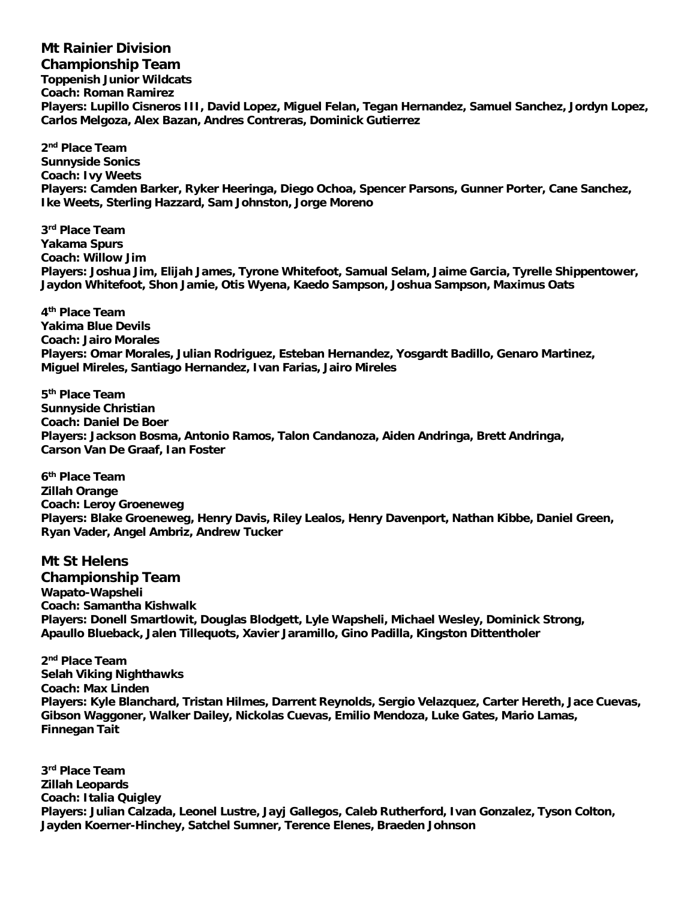## Mt Rainier Division

### Championship Team

**Toppenish Junior Wildcats**
**Coach: Roman Ramirez**
**Players: Lupillo Cisneros III, David Lopez, Miguel Felan, Tegan Hernandez, Samuel Sanchez, Jordyn Lopez, Carlos Melgoza, Alex Bazan, Andres Contreras, Dominick Gutierrez**

**2nd Place Team**
**Sunnyside Sonics**
**Coach: Ivy Weets**
**Players: Camden Barker, Ryker Heeringa, Diego Ochoa, Spencer Parsons, Gunner Porter, Cane Sanchez, Ike Weets, Sterling Hazzard, Sam Johnston, Jorge Moreno**

**3rd Place Team**
**Yakama Spurs**
**Coach: Willow Jim**
**Players: Joshua Jim, Elijah James, Tyrone Whitefoot, Samual Selam, Jaime Garcia, Tyrelle Shippentower, Jaydon Whitefoot, Shon Jamie, Otis Wyena, Kaedo Sampson, Joshua Sampson, Maximus Oats**

**4th Place Team**
**Yakima Blue Devils**
**Coach: Jairo Morales**
**Players: Omar Morales, Julian Rodriguez, Esteban Hernandez, Yosgardt Badillo, Genaro Martinez, Miguel Mireles, Santiago Hernandez, Ivan Farias, Jairo Mireles**

**5th Place Team**
**Sunnyside Christian**
**Coach: Daniel De Boer**
**Players: Jackson Bosma, Antonio Ramos, Talon Candanoza, Aiden Andringa, Brett Andringa, Carson Van De Graaf, Ian Foster**

**6th Place Team**
**Zillah Orange**
**Coach: Leroy Groeneweg**
**Players: Blake Groeneweg, Henry Davis, Riley Lealos, Henry Davenport, Nathan Kibbe, Daniel Green, Ryan Vader, Angel Ambriz, Andrew Tucker**

## Mt St Helens

### Championship Team

**Wapato-Wapsheli**
**Coach: Samantha Kishwalk**
**Players: Donell Smartlowit, Douglas Blodgett, Lyle Wapsheli, Michael Wesley, Dominick Strong, Apaullo Blueback, Jalen Tillequots, Xavier Jaramillo, Gino Padilla, Kingston Dittentholer**

**2nd Place Team**
**Selah Viking Nighthawks**
**Coach: Max Linden**
**Players: Kyle Blanchard, Tristan Hilmes, Darrent Reynolds, Sergio Velazquez, Carter Hereth, Jace Cuevas, Gibson Waggoner, Walker Dailey, Nickolas Cuevas, Emilio Mendoza, Luke Gates, Mario Lamas, Finnegan Tait**

**3rd Place Team**
**Zillah Leopards**
**Coach: Italia Quigley**
**Players: Julian Calzada, Leonel Lustre, Jayj Gallegos, Caleb Rutherford, Ivan Gonzalez, Tyson Colton, Jayden Koerner-Hinchey, Satchel Sumner, Terence Elenes, Braeden Johnson**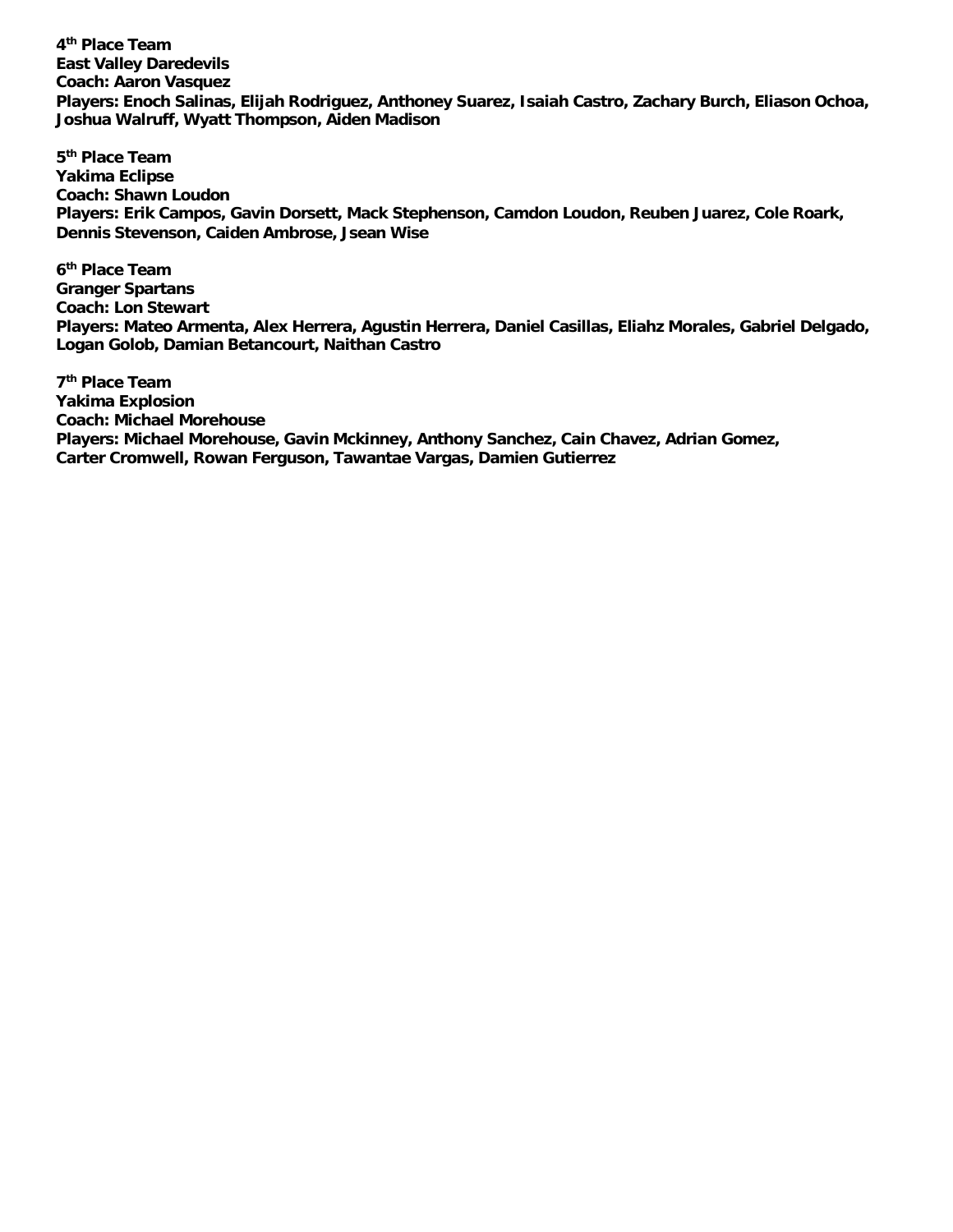**4th Place Team**
**East Valley Daredevils**
**Coach: Aaron Vasquez**
**Players: Enoch Salinas, Elijah Rodriguez, Anthoney Suarez, Isaiah Castro, Zachary Burch, Eliason Ochoa, Joshua Walruff, Wyatt Thompson, Aiden Madison**

**5th Place Team**
**Yakima Eclipse**
**Coach: Shawn Loudon**
**Players: Erik Campos, Gavin Dorsett, Mack Stephenson, Camdon Loudon, Reuben Juarez, Cole Roark, Dennis Stevenson, Caiden Ambrose, Jsean Wise**

**6th Place Team**
**Granger Spartans**
**Coach: Lon Stewart**
**Players: Mateo Armenta, Alex Herrera, Agustin Herrera, Daniel Casillas, Eliahz Morales, Gabriel Delgado, Logan Golob, Damian Betancourt, Naithan Castro**

**7th Place Team**
**Yakima Explosion**
**Coach: Michael Morehouse**
**Players: Michael Morehouse, Gavin Mckinney, Anthony Sanchez, Cain Chavez, Adrian Gomez, Carter Cromwell, Rowan Ferguson, Tawantae Vargas, Damien Gutierrez**